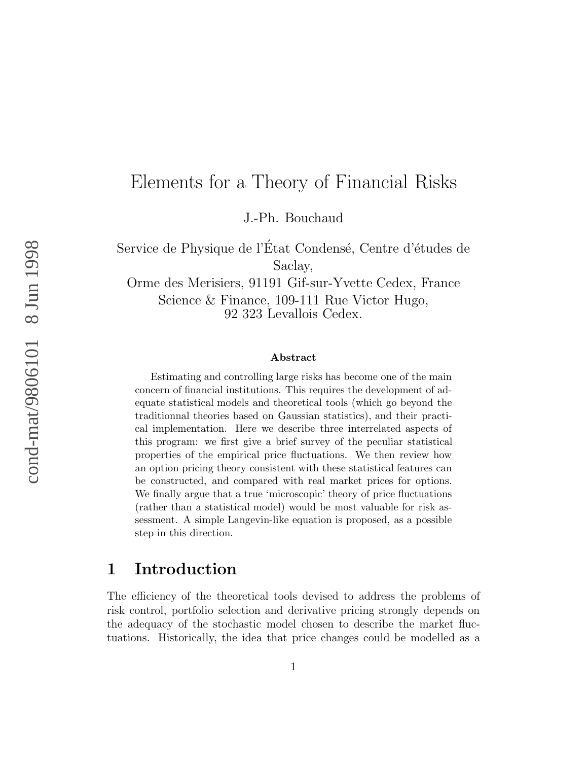# Elements for a Theory of Financial Risks

J.-Ph. Bouchaud

Service de Physique de l'État Condensé, Centre d'études de Saclay,
Orme des Merisiers, 91191 Gif-sur-Yvette Cedex, France
Science & Finance, 109-111 Rue Victor Hugo,
92 323 Levallois Cedex.

### Abstract

Estimating and controlling large risks has become one of the main concern of financial institutions. This requires the development of adequate statistical models and theoretical tools (which go beyond the traditionnal theories based on Gaussian statistics), and their practical implementation. Here we describe three interrelated aspects of this program: we first give a brief survey of the peculiar statistical properties of the empirical price fluctuations. We then review how an option pricing theory consistent with these statistical features can be constructed, and compared with real market prices for options. We finally argue that a true 'microscopic' theory of price fluctuations (rather than a statistical model) would be most valuable for risk assessment. A simple Langevin-like equation is proposed, as a possible step in this direction.

## 1 Introduction

The efficiency of the theoretical tools devised to address the problems of risk control, portfolio selection and derivative pricing strongly depends on the adequacy of the stochastic model chosen to describe the market fluctuations. Historically, the idea that price changes could be modelled as a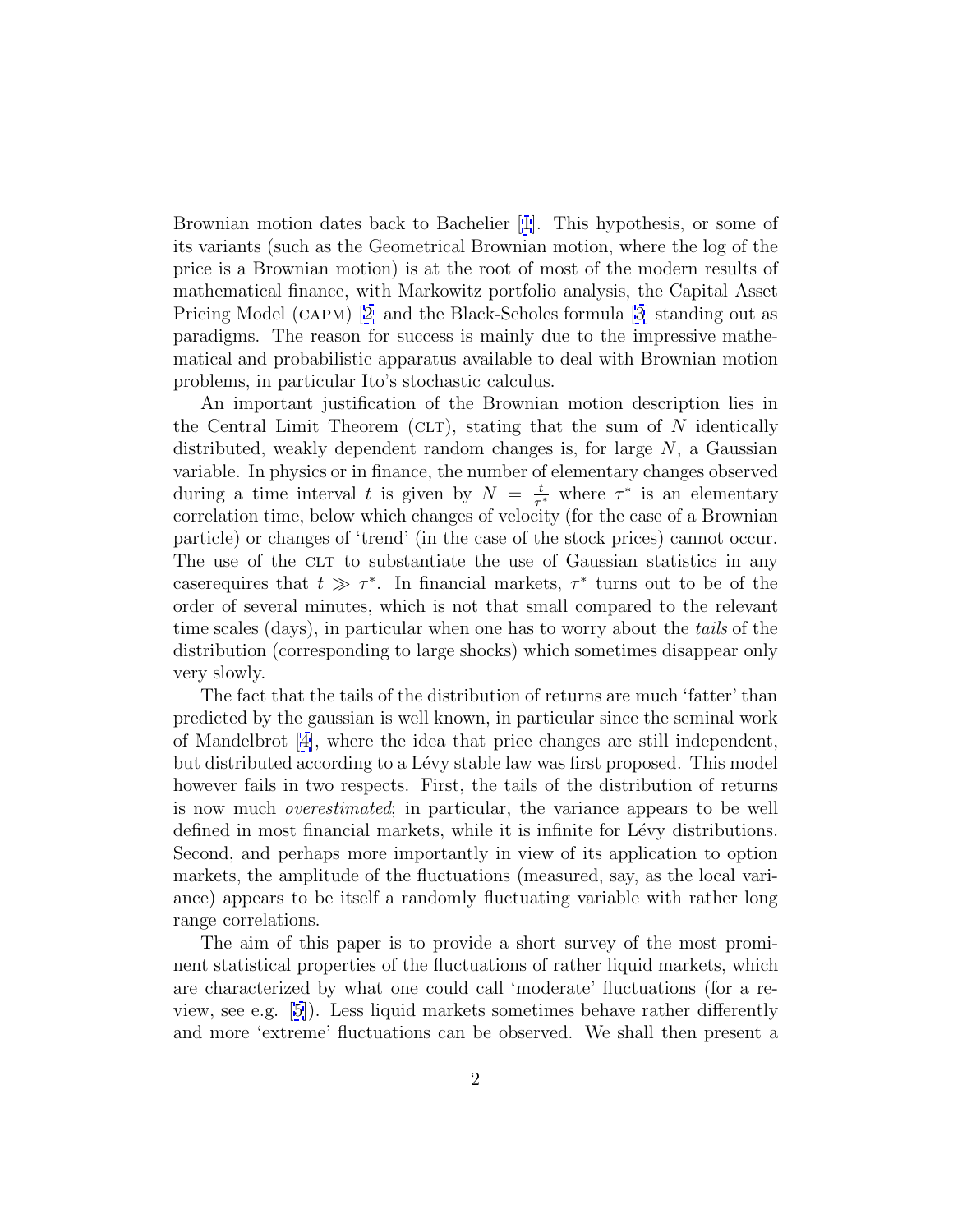Brownian motion dates back to Bachelier [1]. This hypothesis, or some of its variants (such as the Geometrical Brownian motion, where the log of the price is a Brownian motion) is at the root of most of the modern results of mathematical finance, with Markowitz portfolio analysis, the Capital Asset Pricing Model (CAPM) [2] and the Black-Scholes formula [3] standing out as paradigms. The reason for success is mainly due to the impressive mathematical and probabilistic apparatus available to deal with Brownian motion problems, in particular Ito's stochastic calculus.

An important justification of the Brownian motion description lies in the Central Limit Theorem (CLT), stating that the sum of $N$ identically distributed, weakly dependent random changes is, for large $N$, a Gaussian variable. In physics or in finance, the number of elementary changes observed during a time interval $t$ is given by $N = \frac{t}{\tau^*}$ where $\tau^*$ is an elementary correlation time, below which changes of velocity (for the case of a Brownian particle) or changes of 'trend' (in the case of the stock prices) cannot occur. The use of the CLT to substantiate the use of Gaussian statistics in any caserequires that $t \gg \tau^*$. In financial markets, $\tau^*$ turns out to be of the order of several minutes, which is not that small compared to the relevant time scales (days), in particular when one has to worry about the *tails* of the distribution (corresponding to large shocks) which sometimes disappear only very slowly.

The fact that the tails of the distribution of returns are much 'fatter' than predicted by the gaussian is well known, in particular since the seminal work of Mandelbrot [4], where the idea that price changes are still independent, but distributed according to a Lévy stable law was first proposed. This model however fails in two respects. First, the tails of the distribution of returns is now much *overestimated*; in particular, the variance appears to be well defined in most financial markets, while it is infinite for Lévy distributions. Second, and perhaps more importantly in view of its application to option markets, the amplitude of the fluctuations (measured, say, as the local variance) appears to be itself a randomly fluctuating variable with rather long range correlations.

The aim of this paper is to provide a short survey of the most prominent statistical properties of the fluctuations of rather liquid markets, which are characterized by what one could call 'moderate' fluctuations (for a review, see e.g. [5]). Less liquid markets sometimes behave rather differently and more 'extreme' fluctuations can be observed. We shall then present a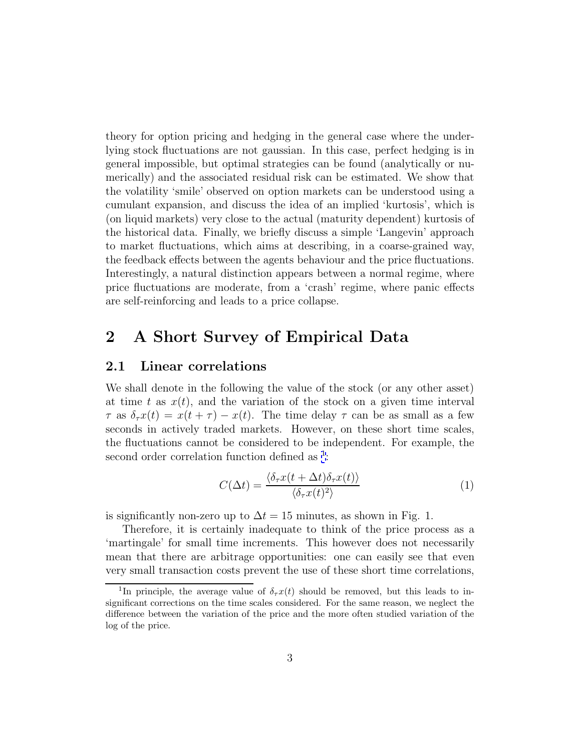theory for option pricing and hedging in the general case where the underlying stock fluctuations are not gaussian. In this case, perfect hedging is in general impossible, but optimal strategies can be found (analytically or numerically) and the associated residual risk can be estimated. We show that the volatility 'smile' observed on option markets can be understood using a cumulant expansion, and discuss the idea of an implied 'kurtosis', which is (on liquid markets) very close to the actual (maturity dependent) kurtosis of the historical data. Finally, we briefly discuss a simple 'Langevin' approach to market fluctuations, which aims at describing, in a coarse-grained way, the feedback effects between the agents behaviour and the price fluctuations. Interestingly, a natural distinction appears between a normal regime, where price fluctuations are moderate, from a 'crash' regime, where panic effects are self-reinforcing and leads to a price collapse.

# 2 A Short Survey of Empirical Data

## 2.1 Linear correlations

We shall denote in the following the value of the stock (or any other asset) at time $t$ as $x(t)$, and the variation of the stock on a given time interval $\tau$ as $\delta_\tau x(t) = x(t+\tau) - x(t)$. The time delay $\tau$ can be as small as a few seconds in actively traded markets. However, on these short time scales, the fluctuations cannot be considered to be independent. For example, the second order correlation function defined as [1]:

$$C(\Delta t) = \frac{\langle \delta_\tau x(t+\Delta t)\delta_\tau x(t)\rangle}{\langle \delta_\tau x(t)^2\rangle} \tag{1}$$

is significantly non-zero up to $\Delta t = 15$ minutes, as shown in Fig. 1.

Therefore, it is certainly inadequate to think of the price process as a 'martingale' for small time increments. This however does not necessarily mean that there are arbitrage opportunities: one can easily see that even very small transaction costs prevent the use of these short time correlations,

[1] In principle, the average value of $\delta_\tau x(t)$ should be removed, but this leads to insignificant corrections on the time scales considered. For the same reason, we neglect the difference between the variation of the price and the more often studied variation of the log of the price.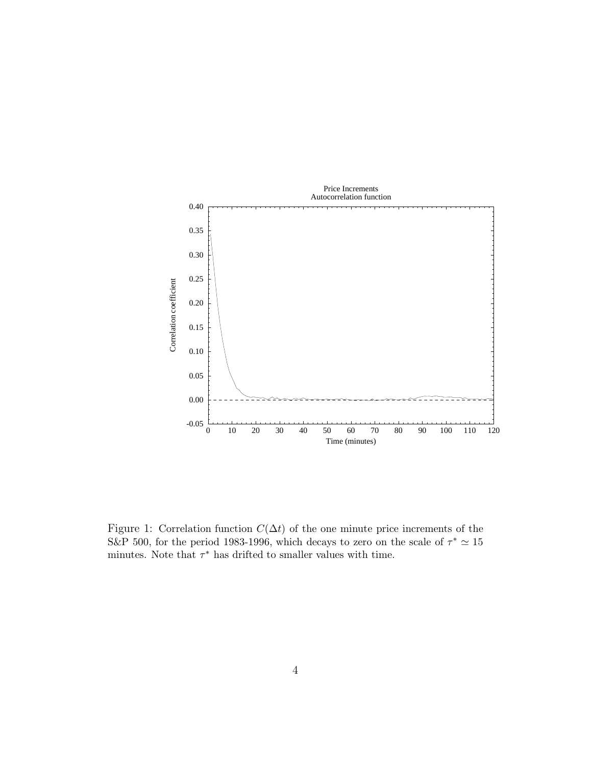Figure 1: Correlation function $C(\Delta t)$ of the one minute price increments of the S&P 500, for the period 1983-1996, which decays to zero on the scale of $\tau^* \simeq 15$ minutes. Note that $\tau^*$ has drifted to smaller values with time.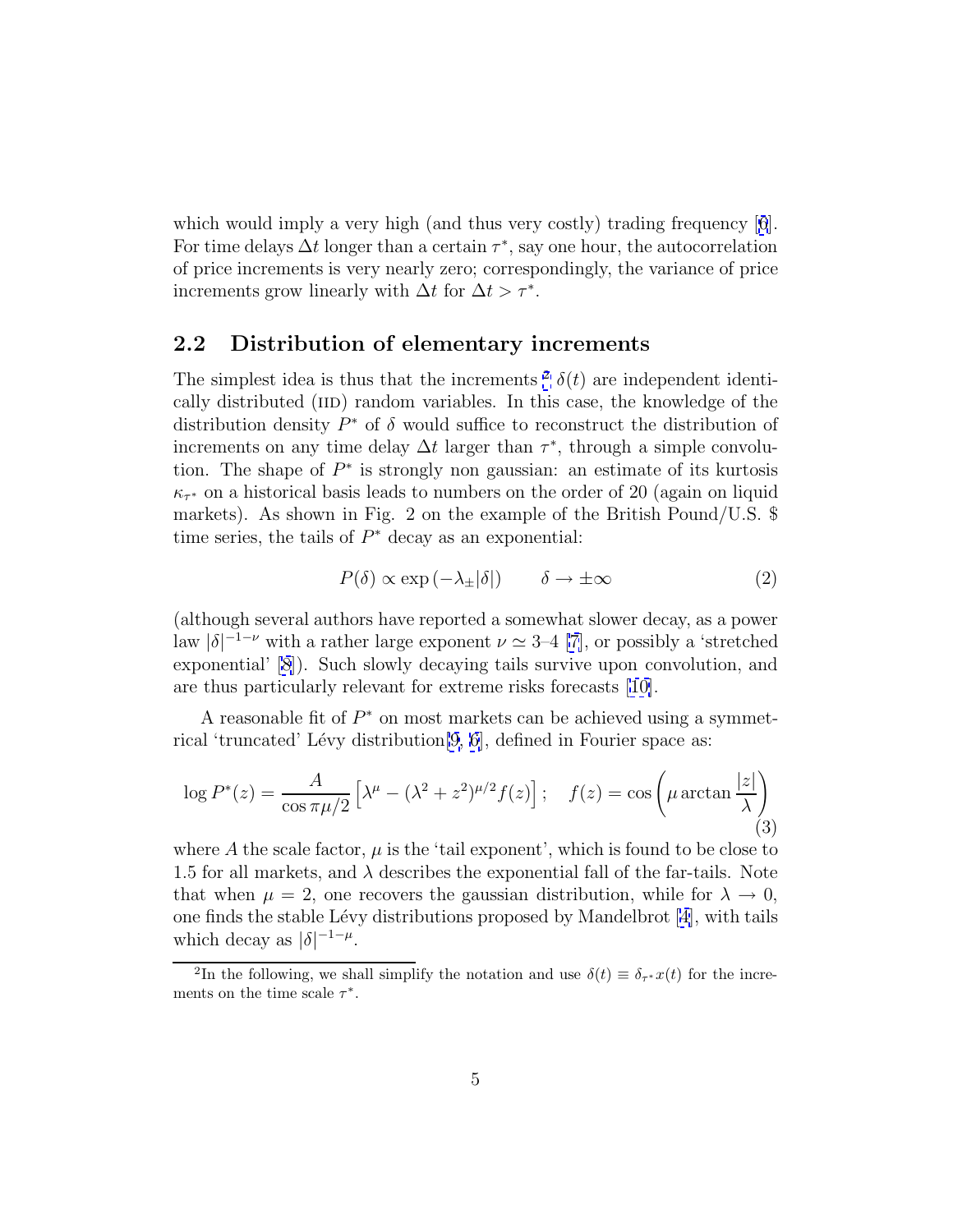which would imply a very high (and thus very costly) trading frequency [6]. For time delays $\Delta t$ longer than a certain $\tau^*$, say one hour, the autocorrelation of price increments is very nearly zero; correspondingly, the variance of price increments grow linearly with $\Delta t$ for $\Delta t > \tau^*$.

## 2.2 Distribution of elementary increments

The simplest idea is thus that the increments [2] $\delta(t)$ are independent identically distributed (IID) random variables. In this case, the knowledge of the distribution density $P^*$ of $\delta$ would suffice to reconstruct the distribution of increments on any time delay $\Delta t$ larger than $\tau^*$, through a simple convolution. The shape of $P^*$ is strongly non gaussian: an estimate of its kurtosis $\kappa_{\tau^*}$ on a historical basis leads to numbers on the order of 20 (again on liquid markets). As shown in Fig. 2 on the example of the British Pound/U.S. $ time series, the tails of $P^*$ decay as an exponential:

$$P(\delta) \propto \exp\left(-\lambda_{\pm}|\delta|\right) \qquad \delta \to \pm\infty \tag{2}$$

(although several authors have reported a somewhat slower decay, as a power law $|\delta|^{-1-\nu}$ with a rather large exponent $\nu \simeq 3$–$4$ [7], or possibly a 'stretched exponential' [8]). Such slowly decaying tails survive upon convolution, and are thus particularly relevant for extreme risks forecasts [10].

A reasonable fit of $P^*$ on most markets can be achieved using a symmetrical 'truncated' Lévy distribution[9, 6], defined in Fourier space as:

$$\log P^*(z) = \frac{A}{\cos \pi\mu/2}\left[\lambda^\mu - (\lambda^2 + z^2)^{\mu/2} f(z)\right]; \quad f(z) = \cos\left(\mu \arctan \frac{|z|}{\lambda}\right) \tag{3}$$

where $A$ the scale factor, $\mu$ is the 'tail exponent', which is found to be close to 1.5 for all markets, and $\lambda$ describes the exponential fall of the far-tails. Note that when $\mu = 2$, one recovers the gaussian distribution, while for $\lambda \to 0$, one finds the stable Lévy distributions proposed by Mandelbrot [4], with tails which decay as $|\delta|^{-1-\mu}$.

[2] In the following, we shall simplify the notation and use $\delta(t) \equiv \delta_{\tau^*}x(t)$ for the increments on the time scale $\tau^*$.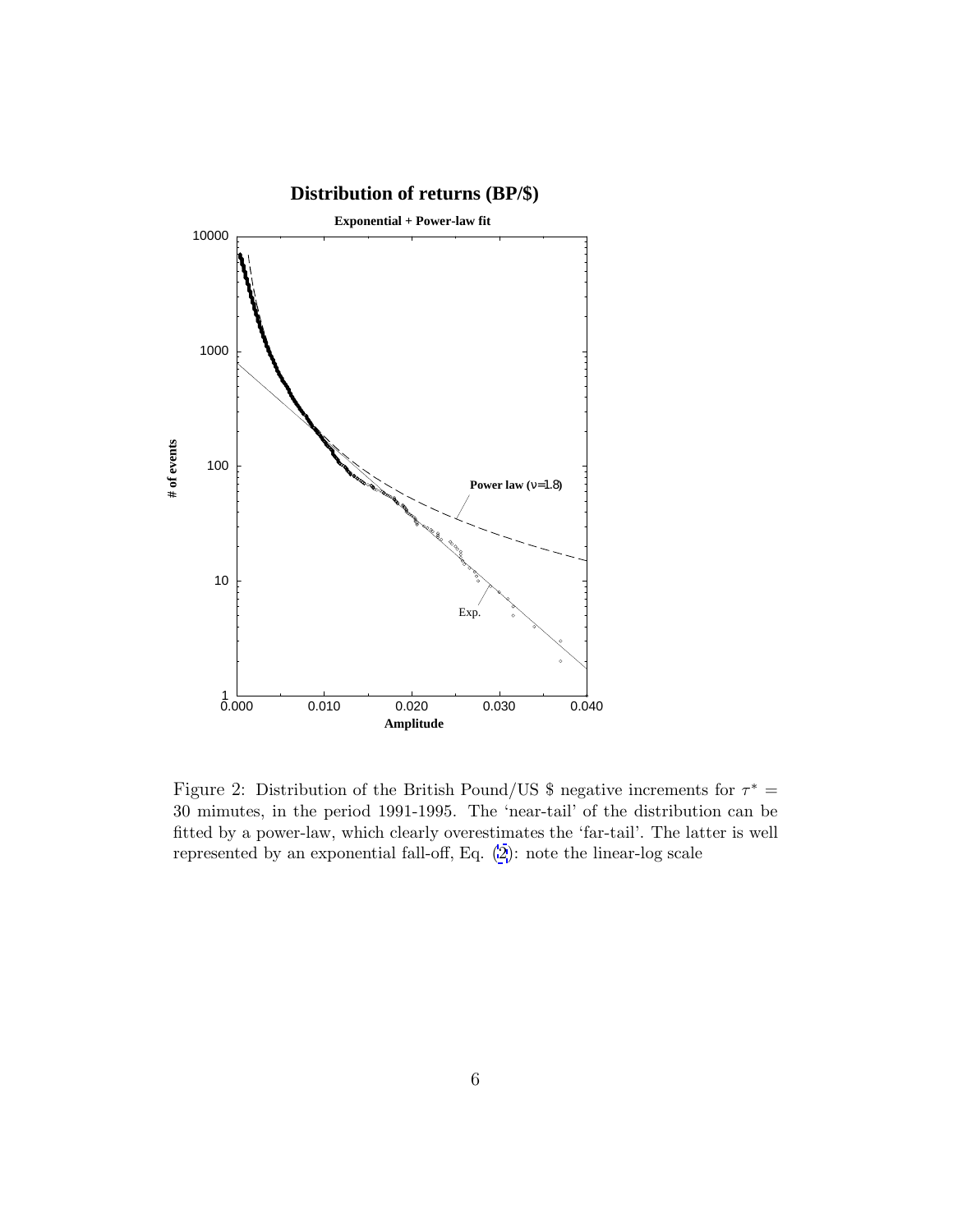Figure 2: Distribution of the British Pound/US \$ negative increments for $\tau^* = 30$ mimutes, in the period 1991-1995. The 'near-tail' of the distribution can be fitted by a power-law, which clearly overestimates the 'far-tail'. The latter is well represented by an exponential fall-off, Eq. (2): note the linear-log scale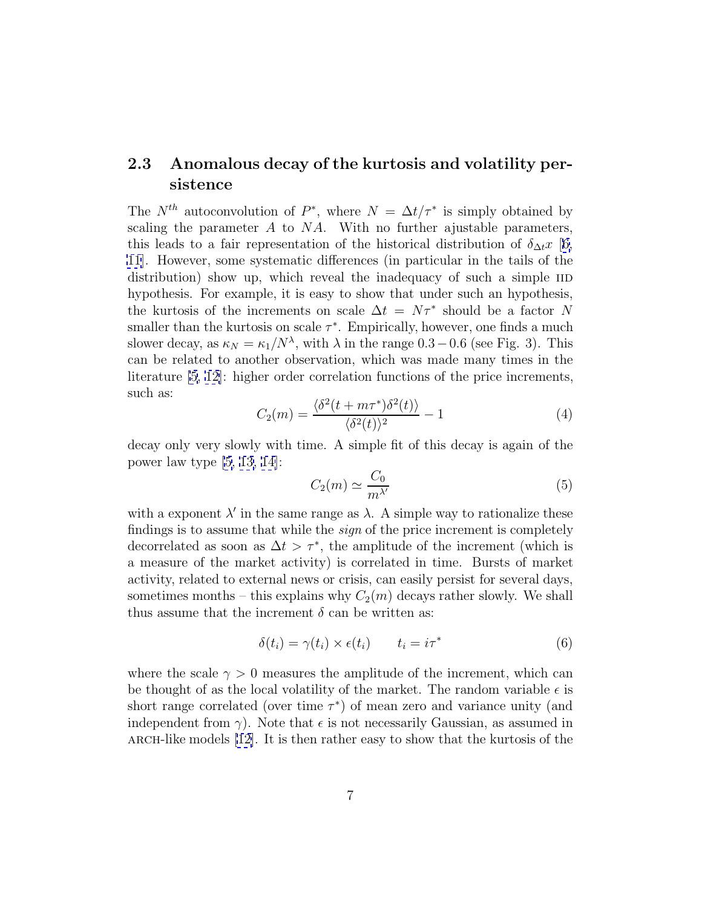### 2.3 Anomalous decay of the kurtosis and volatility persistence

The $N^{th}$ autoconvolution of $P^*$, where $N = \Delta t/\tau^*$ is simply obtained by scaling the parameter $A$ to $NA$. With no further ajustable parameters, this leads to a fair representation of the historical distribution of $\delta_{\Delta t}x$ [6, 11]. However, some systematic differences (in particular in the tails of the distribution) show up, which reveal the inadequacy of such a simple IID hypothesis. For example, it is easy to show that under such an hypothesis, the kurtosis of the increments on scale $\Delta t = N\tau^*$ should be a factor $N$ smaller than the kurtosis on scale $\tau^*$. Empirically, however, one finds a much slower decay, as $\kappa_N = \kappa_1/N^\lambda$, with $\lambda$ in the range $0.3-0.6$ (see Fig. 3). This can be related to another observation, which was made many times in the literature [5, 12]: higher order correlation functions of the price increments, such as:

$$C_2(m) = \frac{\langle \delta^2(t + m\tau^*)\delta^2(t)\rangle}{\langle \delta^2(t)\rangle^2} - 1 \tag{4}$$

decay only very slowly with time. A simple fit of this decay is again of the power law type [5, 13, 14]:

$$C_2(m) \simeq \frac{C_0}{m^{\lambda'}} \tag{5}$$

with a exponent $\lambda'$ in the same range as $\lambda$. A simple way to rationalize these findings is to assume that while the *sign* of the price increment is completely decorrelated as soon as $\Delta t > \tau^*$, the amplitude of the increment (which is a measure of the market activity) is correlated in time. Bursts of market activity, related to external news or crisis, can easily persist for several days, sometimes months – this explains why $C_2(m)$ decays rather slowly. We shall thus assume that the increment $\delta$ can be written as:

$$\delta(t_i) = \gamma(t_i) \times \epsilon(t_i) \qquad t_i = i\tau^* \tag{6}$$

where the scale $\gamma > 0$ measures the amplitude of the increment, which can be thought of as the local volatility of the market. The random variable $\epsilon$ is short range correlated (over time $\tau^*$) of mean zero and variance unity (and independent from $\gamma$). Note that $\epsilon$ is not necessarily Gaussian, as assumed in ARCH-like models [12]. It is then rather easy to show that the kurtosis of the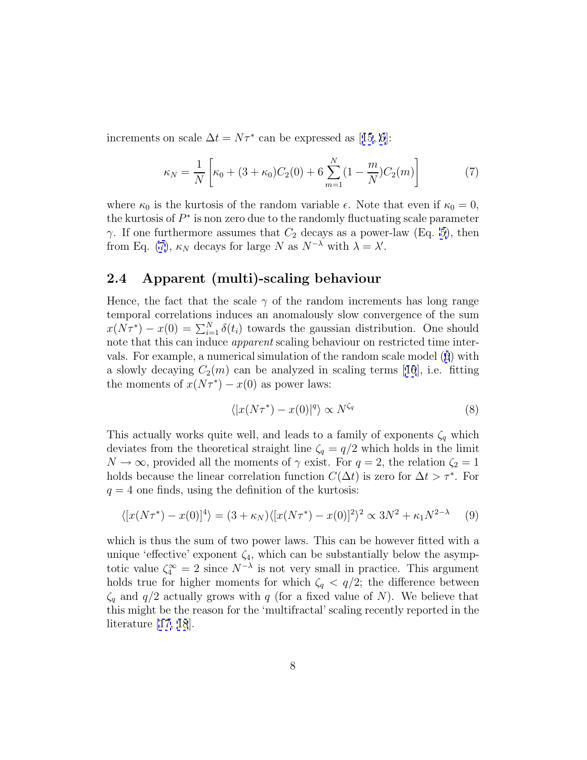increments on scale $\Delta t = N\tau^*$ can be expressed as [15, 6]:

$$\kappa_N = \frac{1}{N}\left[\kappa_0 + (3+\kappa_0)C_2(0) + 6\sum_{m=1}^{N}(1-\frac{m}{N})C_2(m)\right] \tag{7}$$

where $\kappa_0$ is the kurtosis of the random variable $\epsilon$. Note that even if $\kappa_0 = 0$, the kurtosis of $P^*$ is non zero due to the randomly fluctuating scale parameter $\gamma$. If one furthermore assumes that $C_2$ decays as a power-law (Eq. 5), then from Eq. (7), $\kappa_N$ decays for large $N$ as $N^{-\lambda}$ with $\lambda = \lambda'$.

## 2.4 Apparent (multi)-scaling behaviour

Hence, the fact that the scale $\gamma$ of the random increments has long range temporal correlations induces an anomalously slow convergence of the sum $x(N\tau^*) - x(0) = \sum_{i=1}^{N}\delta(t_i)$ towards the gaussian distribution. One should note that this can induce *apparent* scaling behaviour on restricted time intervals. For example, a numerical simulation of the random scale model (6) with a slowly decaying $C_2(m)$ can be analyzed in scaling terms [16], i.e. fitting the moments of $x(N\tau^*) - x(0)$ as power laws:

$$\langle|x(N\tau^*) - x(0)|^q\rangle \propto N^{\zeta_q} \tag{8}$$

This actually works quite well, and leads to a family of exponents $\zeta_q$ which deviates from the theoretical straight line $\zeta_q = q/2$ which holds in the limit $N \to \infty$, provided all the moments of $\gamma$ exist. For $q = 2$, the relation $\zeta_2 = 1$ holds because the linear correlation function $C(\Delta t)$ is zero for $\Delta t > \tau^*$. For $q = 4$ one finds, using the definition of the kurtosis:

$$\langle[x(N\tau^*) - x(0)]^4\rangle = (3+\kappa_N)\langle[x(N\tau^*) - x(0)]^2\rangle^2 \propto 3N^2 + \kappa_1 N^{2-\lambda} \tag{9}$$

which is thus the sum of two power laws. This can be however fitted with a unique 'effective' exponent $\zeta_4$, which can be substantially below the asymptotic value $\zeta_4^\infty = 2$ since $N^{-\lambda}$ is not very small in practice. This argument holds true for higher moments for which $\zeta_q < q/2$; the difference between $\zeta_q$ and $q/2$ actually grows with $q$ (for a fixed value of $N$). We believe that this might be the reason for the 'multifractal' scaling recently reported in the literature [17, 18].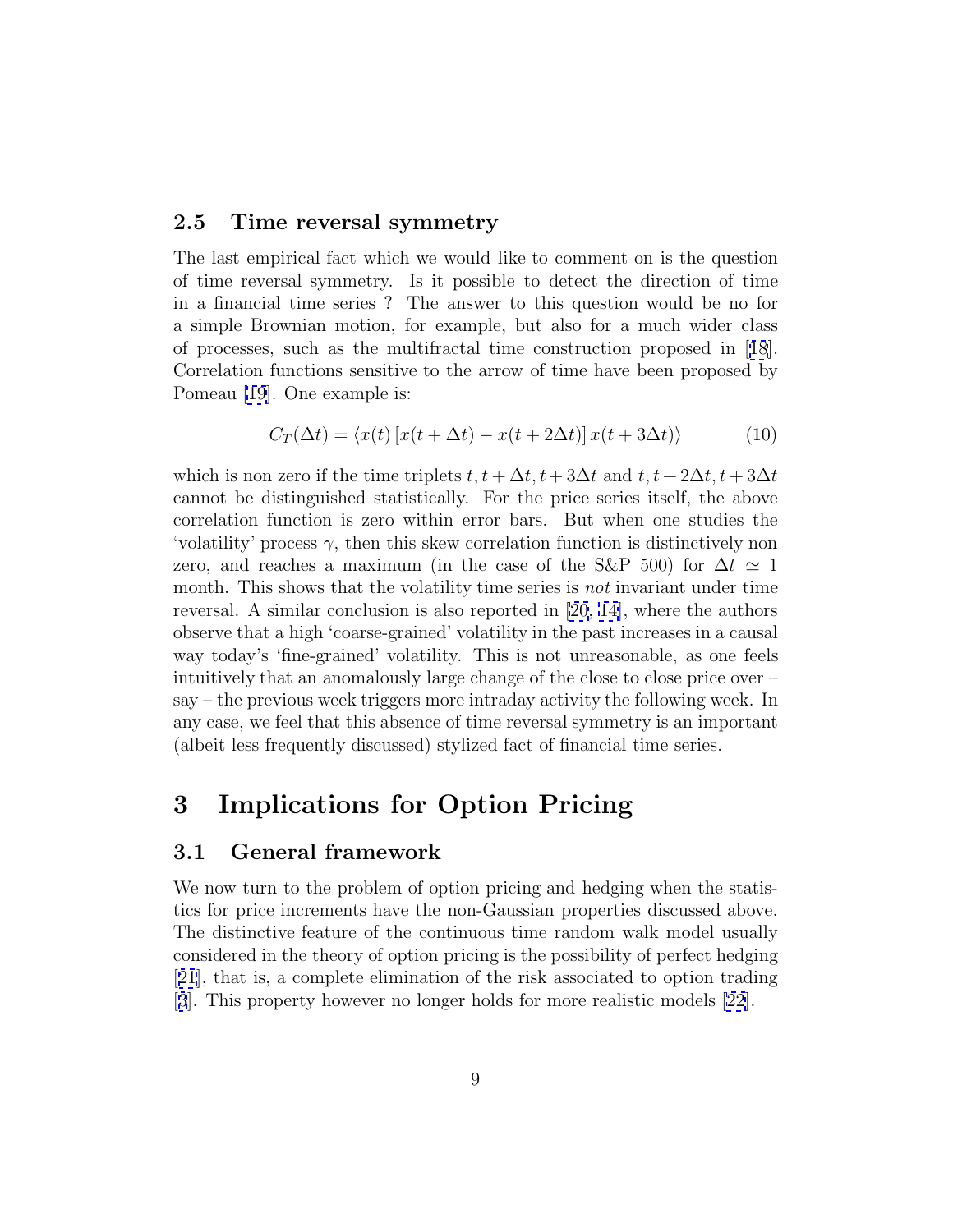### 2.5 Time reversal symmetry

The last empirical fact which we would like to comment on is the question of time reversal symmetry. Is it possible to detect the direction of time in a financial time series ? The answer to this question would be no for a simple Brownian motion, for example, but also for a much wider class of processes, such as the multifractal time construction proposed in [18]. Correlation functions sensitive to the arrow of time have been proposed by Pomeau [19]. One example is:

$$C_T(\Delta t) = \langle x(t)\,[x(t+\Delta t) - x(t+2\Delta t)]\,x(t+3\Delta t)\rangle \tag{10}$$

which is non zero if the time triplets $t, t+\Delta t, t+3\Delta t$ and $t, t+2\Delta t, t+3\Delta t$ cannot be distinguished statistically. For the price series itself, the above correlation function is zero within error bars. But when one studies the 'volatility' process $\gamma$, then this skew correlation function is distinctively non zero, and reaches a maximum (in the case of the S&P 500) for $\Delta t \simeq 1$ month. This shows that the volatility time series is *not* invariant under time reversal. A similar conclusion is also reported in [20, 14], where the authors observe that a high 'coarse-grained' volatility in the past increases in a causal way today's 'fine-grained' volatility. This is not unreasonable, as one feels intuitively that an anomalously large change of the close to close price over – say – the previous week triggers more intraday activity the following week. In any case, we feel that this absence of time reversal symmetry is an important (albeit less frequently discussed) stylized fact of financial time series.

# 3 Implications for Option Pricing

### 3.1 General framework

We now turn to the problem of option pricing and hedging when the statistics for price increments have the non-Gaussian properties discussed above. The distinctive feature of the continuous time random walk model usually considered in the theory of option pricing is the possibility of perfect hedging [21], that is, a complete elimination of the risk associated to option trading [3]. This property however no longer holds for more realistic models [22].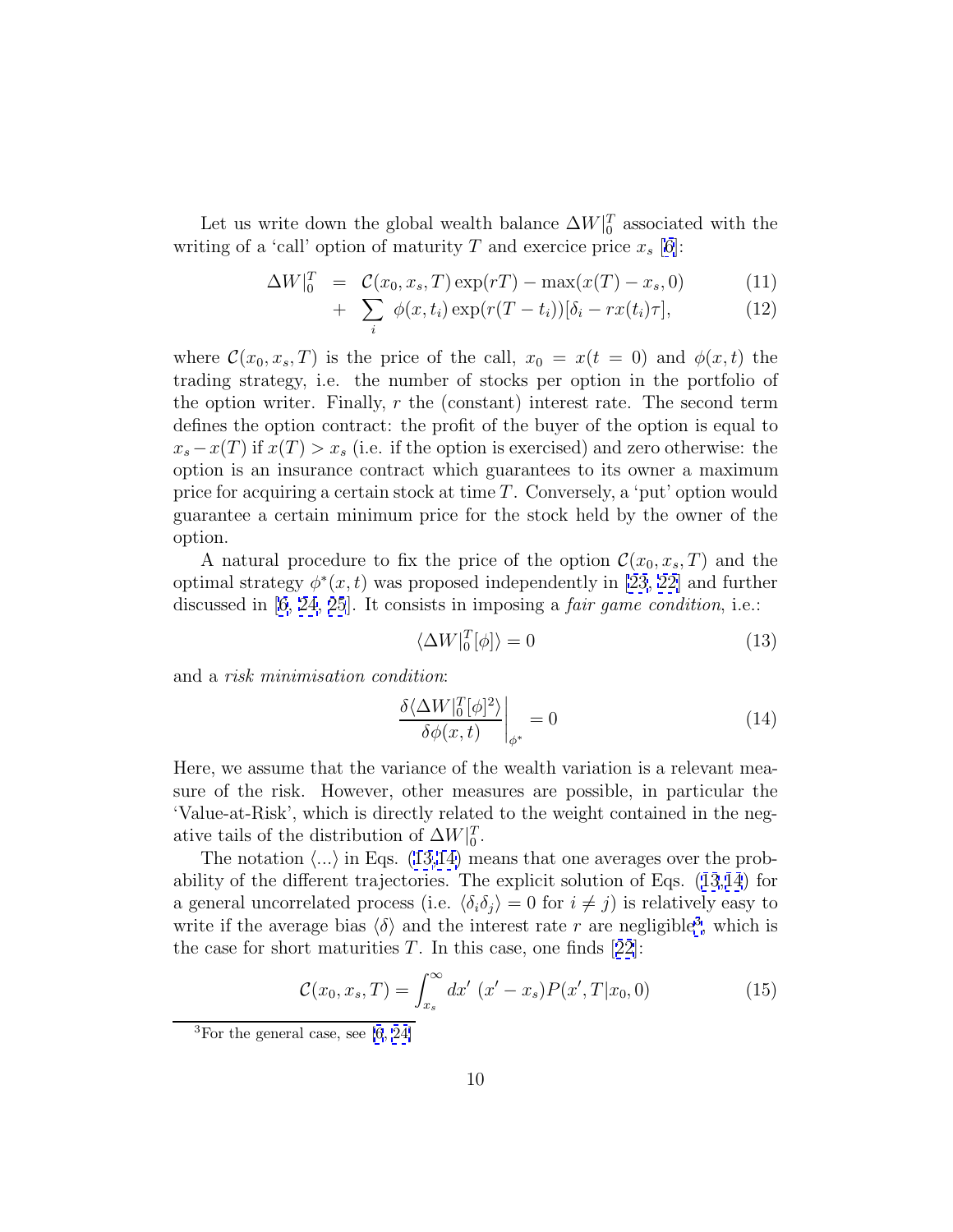Let us write down the global wealth balance $\Delta W|_0^T$ associated with the writing of a 'call' option of maturity $T$ and exercice price $x_s$ [6]:

$$
\begin{aligned}
\Delta W|_0^T &= \mathcal{C}(x_0, x_s, T)\exp(rT) - \max(x(T) - x_s, 0) &(11)\\
&+ \sum_i \phi(x, t_i)\exp(r(T - t_i))[\delta_i - r x(t_i)\tau], &(12)
\end{aligned}
$$

where $\mathcal{C}(x_0, x_s, T)$ is the price of the call, $x_0 = x(t = 0)$ and $\phi(x, t)$ the trading strategy, i.e. the number of stocks per option in the portfolio of the option writer. Finally, $r$ the (constant) interest rate. The second term defines the option contract: the profit of the buyer of the option is equal to $x_s - x(T)$ if $x(T) > x_s$ (i.e. if the option is exercised) and zero otherwise: the option is an insurance contract which guarantees to its owner a maximum price for acquiring a certain stock at time $T$. Conversely, a 'put' option would guarantee a certain minimum price for the stock held by the owner of the option.

A natural procedure to fix the price of the option $\mathcal{C}(x_0, x_s, T)$ and the optimal strategy $\phi^*(x, t)$ was proposed independently in [23, 22] and further discussed in [6, 24, 25]. It consists in imposing a *fair game condition*, i.e.:

$$
\langle \Delta W|_0^T[\phi] \rangle = 0 \tag{13}
$$

and a *risk minimisation condition*:

$$
\left. \frac{\delta \langle \Delta W|_0^T[\phi]^2 \rangle}{\delta \phi(x, t)} \right|_{\phi^*} = 0 \tag{14}
$$

Here, we assume that the variance of the wealth variation is a relevant measure of the risk. However, other measures are possible, in particular the 'Value-at-Risk', which is directly related to the weight contained in the negative tails of the distribution of $\Delta W|_0^T$.

The notation $\langle ... \rangle$ in Eqs. (13,14) means that one averages over the probability of the different trajectories. The explicit solution of Eqs. (13,14) for a general uncorrelated process (i.e. $\langle \delta_i \delta_j \rangle = 0$ for $i \neq j$) is relatively easy to write if the average bias $\langle \delta \rangle$ and the interest rate $r$ are negligible[3], which is the case for short maturities $T$. In this case, one finds [22]:

$$
\mathcal{C}(x_0, x_s, T) = \int_{x_s}^{\infty} dx' \, (x' - x_s) P(x', T | x_0, 0) \tag{15}
$$

[3] For the general case, see [6, 24]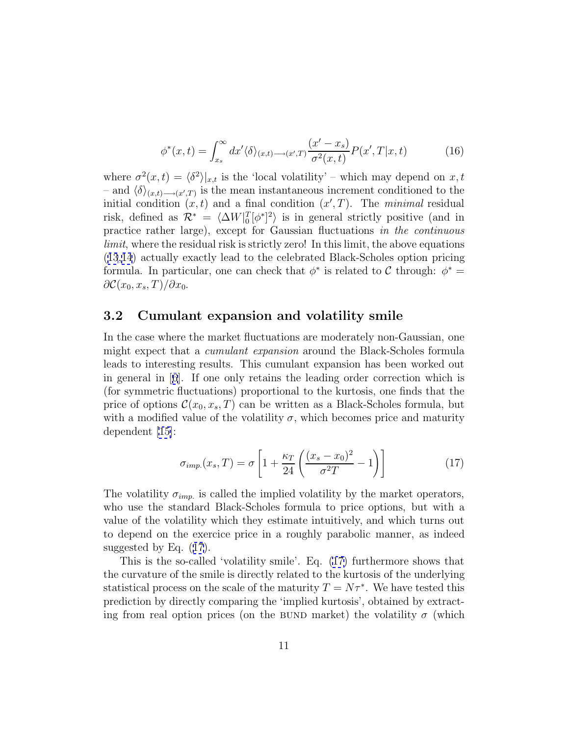$$\phi^*(x,t) = \int_{x_s}^{\infty} dx' \langle \delta \rangle_{(x,t) \longrightarrow (x',T)} \frac{(x' - x_s)}{\sigma^2(x,t)} P(x',T|x,t) \tag{16}$$

where $\sigma^2(x,t) = \langle \delta^2 \rangle|_{x,t}$ is the 'local volatility' – which may depend on $x, t$ – and $\langle \delta \rangle_{(x,t) \longrightarrow (x',T)}$ is the mean instantaneous increment conditioned to the initial condition $(x,t)$ and a final condition $(x',T)$. The *minimal* residual risk, defined as $\mathcal{R}^* = \langle \Delta W|_0^T [\phi^*]^2 \rangle$ is in general strictly positive (and in practice rather large), except for Gaussian fluctuations *in the continuous limit*, where the residual risk is strictly zero! In this limit, the above equations (13,14) actually exactly lead to the celebrated Black-Scholes option pricing formula. In particular, one can check that $\phi^*$ is related to $\mathcal{C}$ through: $\phi^* = \partial \mathcal{C}(x_0, x_s, T)/\partial x_0$.

## 3.2 Cumulant expansion and volatility smile

In the case where the market fluctuations are moderately non-Gaussian, one might expect that a *cumulant expansion* around the Black-Scholes formula leads to interesting results. This cumulant expansion has been worked out in general in [6]. If one only retains the leading order correction which is (for symmetric fluctuations) proportional to the kurtosis, one finds that the price of options $\mathcal{C}(x_0, x_s, T)$ can be written as a Black-Scholes formula, but with a modified value of the volatility $\sigma$, which becomes price and maturity dependent [15]:

$$\sigma_{imp.}(x_s, T) = \sigma \left[ 1 + \frac{\kappa_T}{24} \left( \frac{(x_s - x_0)^2}{\sigma^2 T} - 1 \right) \right] \tag{17}$$

The volatility $\sigma_{imp.}$ is called the implied volatility by the market operators, who use the standard Black-Scholes formula to price options, but with a value of the volatility which they estimate intuitively, and which turns out to depend on the exercice price in a roughly parabolic manner, as indeed suggested by Eq. (17).

This is the so-called 'volatility smile'. Eq. (17) furthermore shows that the curvature of the smile is directly related to the kurtosis of the underlying statistical process on the scale of the maturity $T = N\tau^*$. We have tested this prediction by directly comparing the 'implied kurtosis', obtained by extracting from real option prices (on the BUND market) the volatility $\sigma$ (which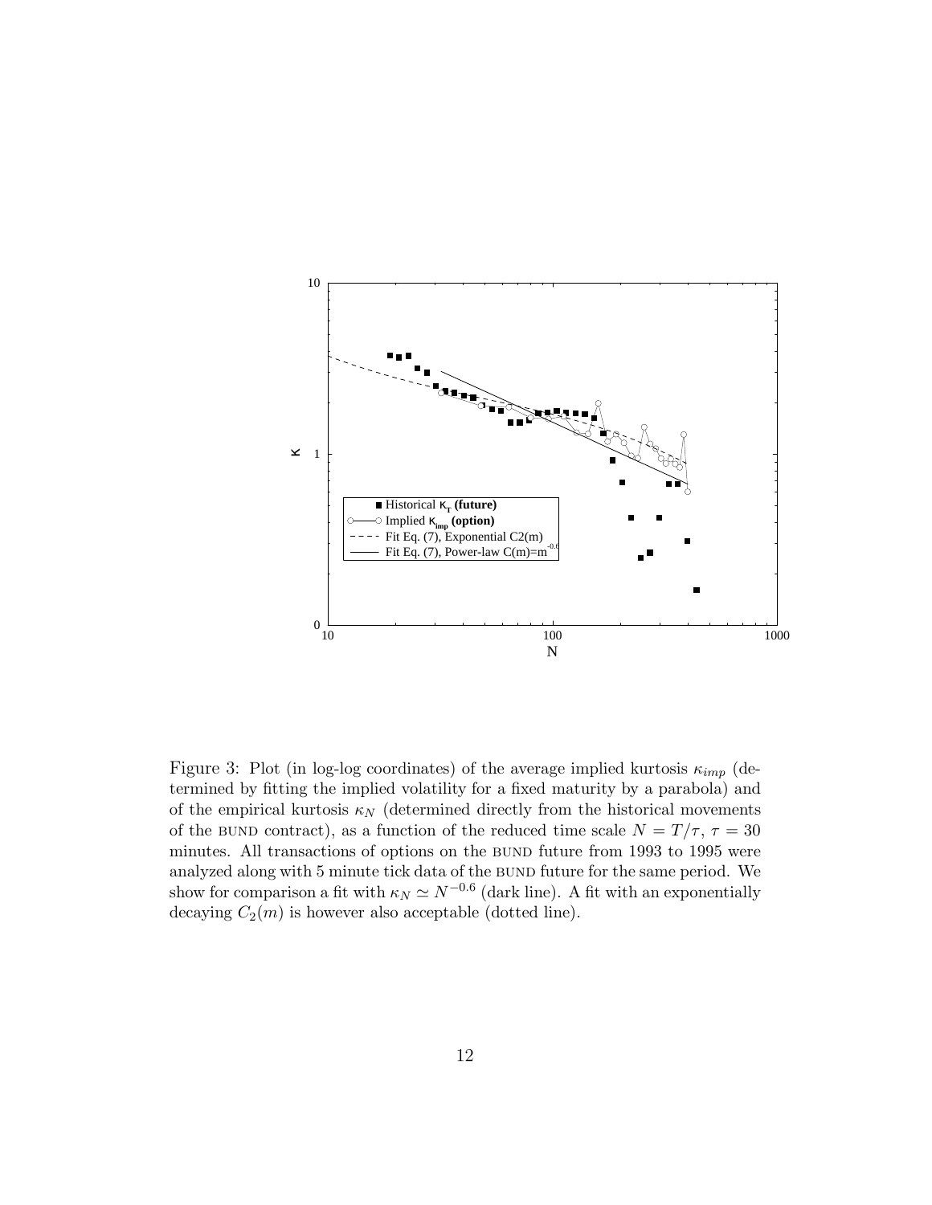Figure 3: Plot (in log-log coordinates) of the average implied kurtosis $\kappa_{imp}$ (determined by fitting the implied volatility for a fixed maturity by a parabola) and of the empirical kurtosis $\kappa_N$ (determined directly from the historical movements of the BUND contract), as a function of the reduced time scale $N = T/\tau$, $\tau = 30$ minutes. All transactions of options on the BUND future from 1993 to 1995 were analyzed along with 5 minute tick data of the BUND future for the same period. We show for comparison a fit with $\kappa_N \simeq N^{-0.6}$ (dark line). A fit with an exponentially decaying $C_2(m)$ is however also acceptable (dotted line).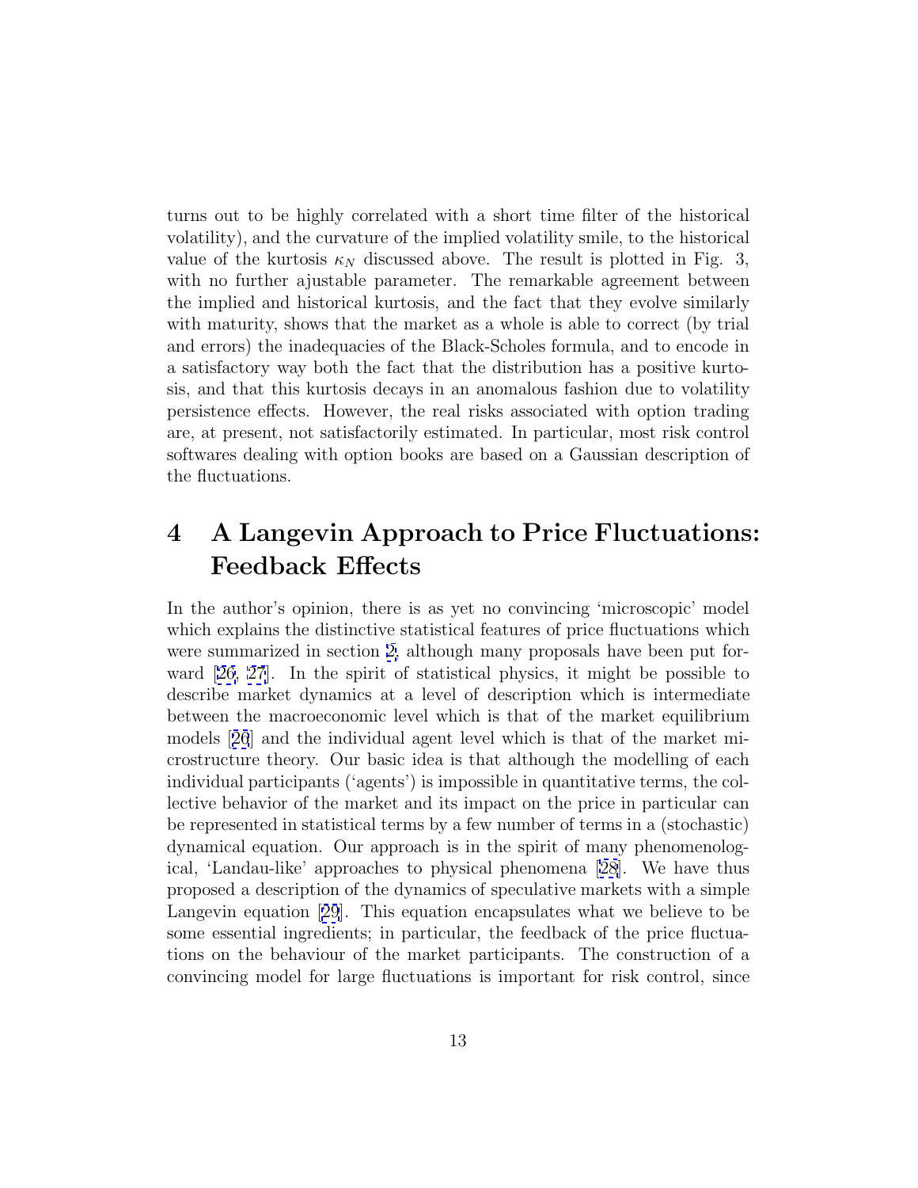turns out to be highly correlated with a short time filter of the historical volatility), and the curvature of the implied volatility smile, to the historical value of the kurtosis $\kappa_N$ discussed above. The result is plotted in Fig. 3, with no further ajustable parameter. The remarkable agreement between the implied and historical kurtosis, and the fact that they evolve similarly with maturity, shows that the market as a whole is able to correct (by trial and errors) the inadequacies of the Black-Scholes formula, and to encode in a satisfactory way both the fact that the distribution has a positive kurtosis, and that this kurtosis decays in an anomalous fashion due to volatility persistence effects. However, the real risks associated with option trading are, at present, not satisfactorily estimated. In particular, most risk control softwares dealing with option books are based on a Gaussian description of the fluctuations.

# 4 A Langevin Approach to Price Fluctuations: Feedback Effects

In the author's opinion, there is as yet no convincing 'microscopic' model which explains the distinctive statistical features of price fluctuations which were summarized in section 2, although many proposals have been put forward [26, 27]. In the spirit of statistical physics, it might be possible to describe market dynamics at a level of description which is intermediate between the macroeconomic level which is that of the market equilibrium models [26] and the individual agent level which is that of the market microstructure theory. Our basic idea is that although the modelling of each individual participants ('agents') is impossible in quantitative terms, the collective behavior of the market and its impact on the price in particular can be represented in statistical terms by a few number of terms in a (stochastic) dynamical equation. Our approach is in the spirit of many phenomenological, 'Landau-like' approaches to physical phenomena [28]. We have thus proposed a description of the dynamics of speculative markets with a simple Langevin equation [29]. This equation encapsulates what we believe to be some essential ingredients; in particular, the feedback of the price fluctuations on the behaviour of the market participants. The construction of a convincing model for large fluctuations is important for risk control, since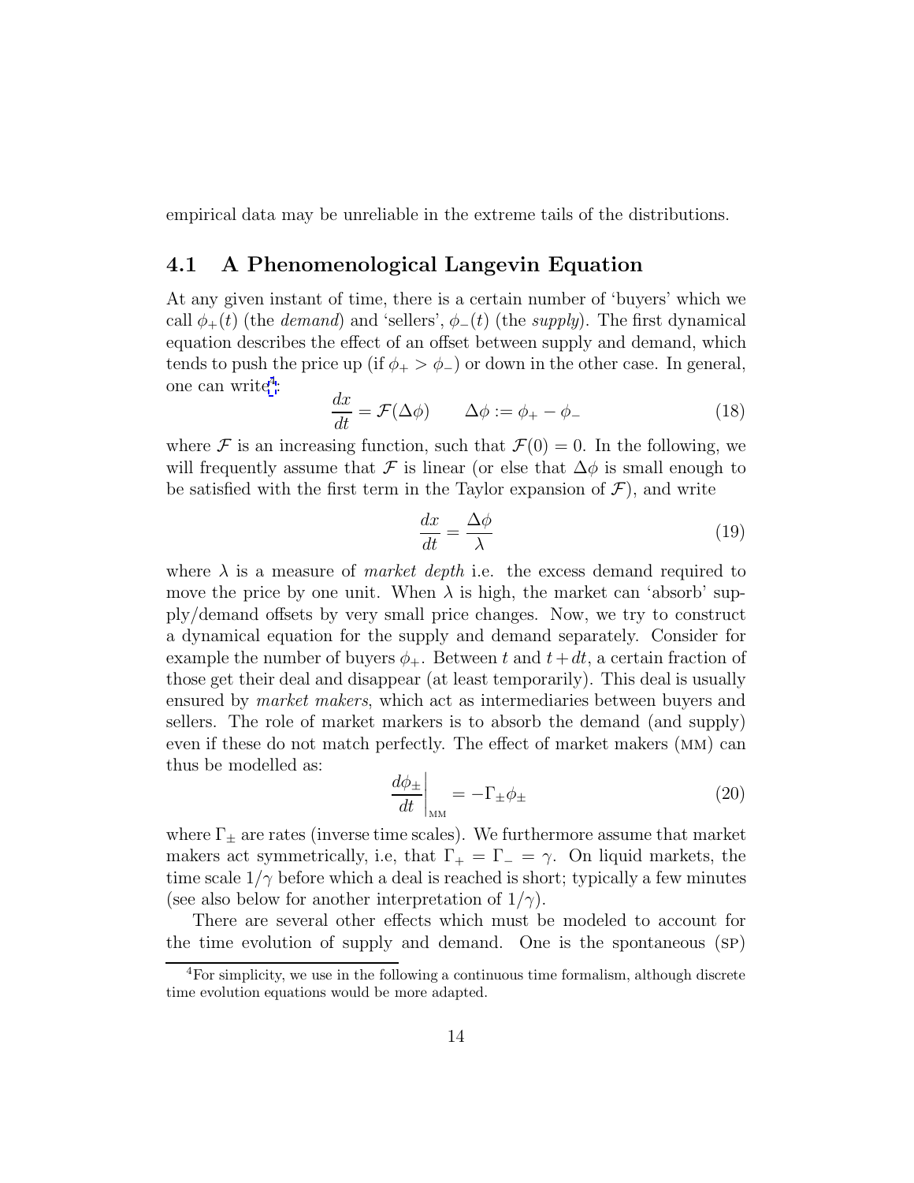empirical data may be unreliable in the extreme tails of the distributions.

## 4.1 A Phenomenological Langevin Equation

At any given instant of time, there is a certain number of 'buyers' which we call $\phi_+(t)$ (the *demand*) and 'sellers', $\phi_-(t)$ (the *supply*). The first dynamical equation describes the effect of an offset between supply and demand, which tends to push the price up (if $\phi_+ > \phi_-$) or down in the other case. In general, one can write[4]:

$$\frac{dx}{dt} = \mathcal{F}(\Delta\phi) \qquad \Delta\phi := \phi_+ - \phi_- \tag{18}$$

where $\mathcal{F}$ is an increasing function, such that $\mathcal{F}(0) = 0$. In the following, we will frequently assume that $\mathcal{F}$ is linear (or else that $\Delta\phi$ is small enough to be satisfied with the first term in the Taylor expansion of $\mathcal{F}$), and write

$$\frac{dx}{dt} = \frac{\Delta\phi}{\lambda} \tag{19}$$

where $\lambda$ is a measure of *market depth* i.e. the excess demand required to move the price by one unit. When $\lambda$ is high, the market can 'absorb' supply/demand offsets by very small price changes. Now, we try to construct a dynamical equation for the supply and demand separately. Consider for example the number of buyers $\phi_+$. Between $t$ and $t + dt$, a certain fraction of those get their deal and disappear (at least temporarily). This deal is usually ensured by *market makers*, which act as intermediaries between buyers and sellers. The role of market markers is to absorb the demand (and supply) even if these do not match perfectly. The effect of market makers (MM) can thus be modelled as:

$$\left.\frac{d\phi_\pm}{dt}\right|_{\text{MM}} = -\Gamma_\pm \phi_\pm \tag{20}$$

where $\Gamma_\pm$ are rates (inverse time scales). We furthermore assume that market makers act symmetrically, i.e, that $\Gamma_+ = \Gamma_- = \gamma$. On liquid markets, the time scale $1/\gamma$ before which a deal is reached is short; typically a few minutes (see also below for another interpretation of $1/\gamma$).

There are several other effects which must be modeled to account for the time evolution of supply and demand. One is the spontaneous (SP)

[4] For simplicity, we use in the following a continuous time formalism, although discrete time evolution equations would be more adapted.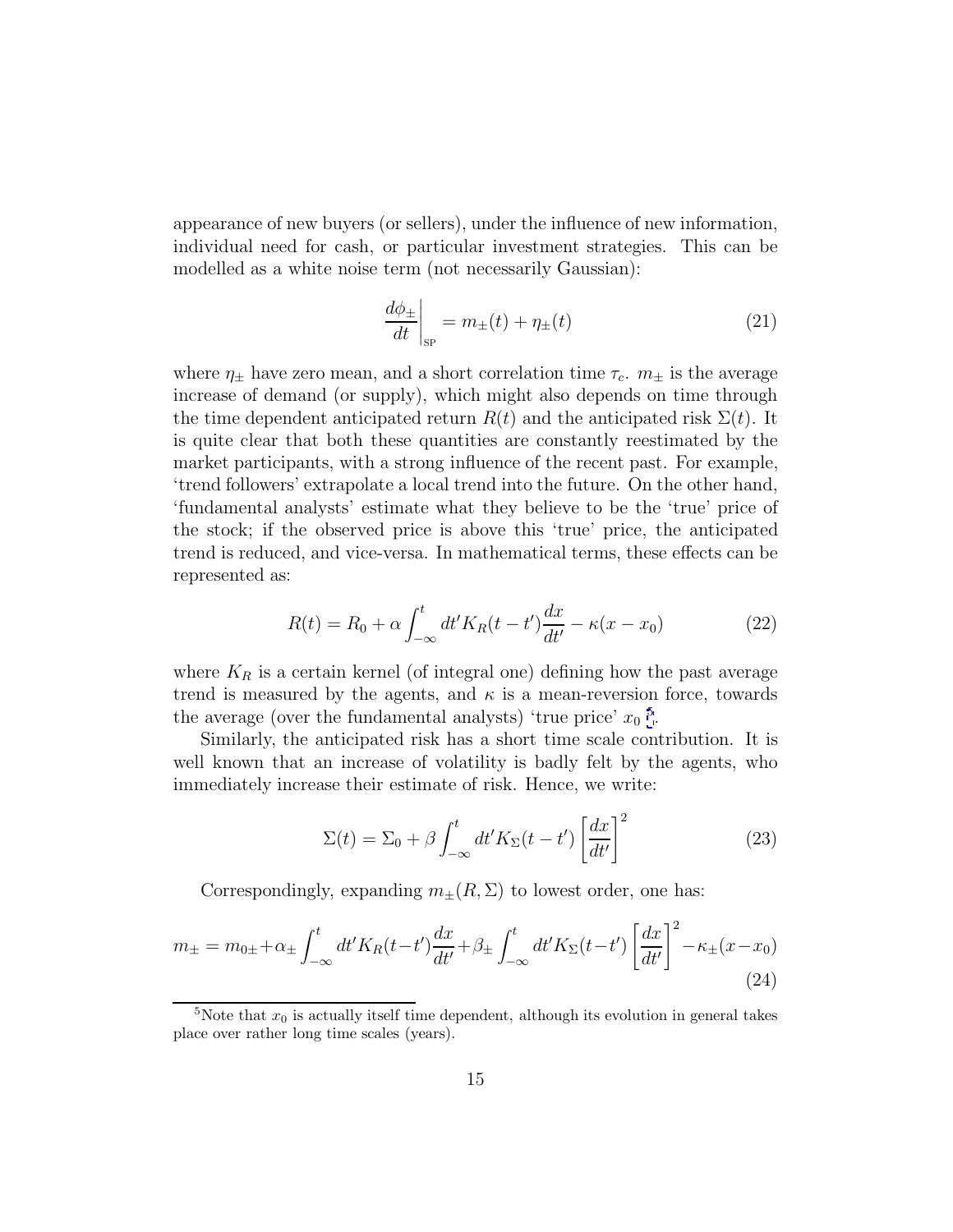appearance of new buyers (or sellers), under the influence of new information, individual need for cash, or particular investment strategies. This can be modelled as a white noise term (not necessarily Gaussian):

$$\left.\frac{d\phi_\pm}{dt}\right|_{\text{SP}} = m_\pm(t) + \eta_\pm(t) \tag{21}$$

where $\eta_\pm$ have zero mean, and a short correlation time $\tau_c$. $m_\pm$ is the average increase of demand (or supply), which might also depends on time through the time dependent anticipated return $R(t)$ and the anticipated risk $\Sigma(t)$. It is quite clear that both these quantities are constantly reestimated by the market participants, with a strong influence of the recent past. For example, 'trend followers' extrapolate a local trend into the future. On the other hand, 'fundamental analysts' estimate what they believe to be the 'true' price of the stock; if the observed price is above this 'true' price, the anticipated trend is reduced, and vice-versa. In mathematical terms, these effects can be represented as:

$$R(t) = R_0 + \alpha \int_{-\infty}^{t} dt' K_R(t-t') \frac{dx}{dt'} - \kappa(x - x_0) \tag{22}$$

where $K_R$ is a certain kernel (of integral one) defining how the past average trend is measured by the agents, and $\kappa$ is a mean-reversion force, towards the average (over the fundamental analysts) 'true price' $x_0$ [5].

Similarly, the anticipated risk has a short time scale contribution. It is well known that an increase of volatility is badly felt by the agents, who immediately increase their estimate of risk. Hence, we write:

$$\Sigma(t) = \Sigma_0 + \beta \int_{-\infty}^{t} dt' K_\Sigma(t-t') \left[\frac{dx}{dt'}\right]^2 \tag{23}$$

Correspondingly, expanding $m_\pm(R, \Sigma)$ to lowest order, one has:

$$m_\pm = m_{0\pm} + \alpha_\pm \int_{-\infty}^{t} dt' K_R(t-t') \frac{dx}{dt'} + \beta_\pm \int_{-\infty}^{t} dt' K_\Sigma(t-t') \left[\frac{dx}{dt'}\right]^2 - \kappa_\pm(x - x_0) \tag{24}$$

[5] Note that $x_0$ is actually itself time dependent, although its evolution in general takes place over rather long time scales (years).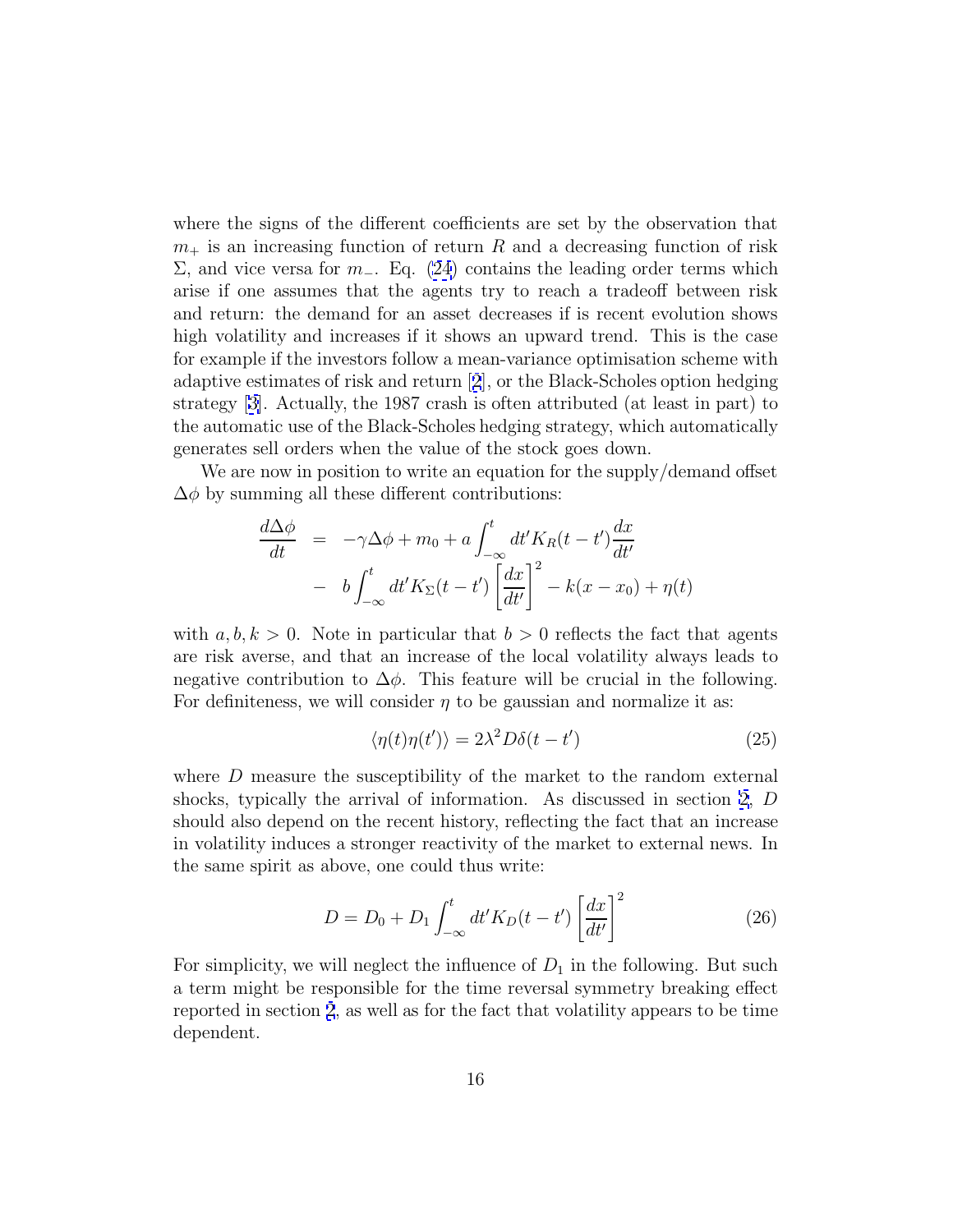where the signs of the different coefficients are set by the observation that $m_+$ is an increasing function of return $R$ and a decreasing function of risk $\Sigma$, and vice versa for $m_-$. Eq. (24) contains the leading order terms which arise if one assumes that the agents try to reach a tradeoff between risk and return: the demand for an asset decreases if is recent evolution shows high volatility and increases if it shows an upward trend. This is the case for example if the investors follow a mean-variance optimisation scheme with adaptive estimates of risk and return [2], or the Black-Scholes option hedging strategy [3]. Actually, the 1987 crash is often attributed (at least in part) to the automatic use of the Black-Scholes hedging strategy, which automatically generates sell orders when the value of the stock goes down.

We are now in position to write an equation for the supply/demand offset $\Delta\phi$ by summing all these different contributions:

$$
\begin{aligned}
\frac{d\Delta\phi}{dt} &= -\gamma\Delta\phi + m_0 + a\int_{-\infty}^{t} dt' K_R(t-t')\frac{dx}{dt'} \\
&- \; b\int_{-\infty}^{t} dt' K_\Sigma(t-t')\left[\frac{dx}{dt'}\right]^2 - k(x-x_0) + \eta(t)
\end{aligned}
$$

with $a, b, k > 0$. Note in particular that $b > 0$ reflects the fact that agents are risk averse, and that an increase of the local volatility always leads to negative contribution to $\Delta\phi$. This feature will be crucial in the following. For definiteness, we will consider $\eta$ to be gaussian and normalize it as:

$$
\langle \eta(t)\eta(t')\rangle = 2\lambda^2 D\delta(t-t') \tag{25}
$$

where $D$ measure the susceptibility of the market to the random external shocks, typically the arrival of information. As discussed in section 2, $D$ should also depend on the recent history, reflecting the fact that an increase in volatility induces a stronger reactivity of the market to external news. In the same spirit as above, one could thus write:

$$
D = D_0 + D_1\int_{-\infty}^{t} dt' K_D(t-t')\left[\frac{dx}{dt'}\right]^2 \tag{26}
$$

For simplicity, we will neglect the influence of $D_1$ in the following. But such a term might be responsible for the time reversal symmetry breaking effect reported in section 2, as well as for the fact that volatility appears to be time dependent.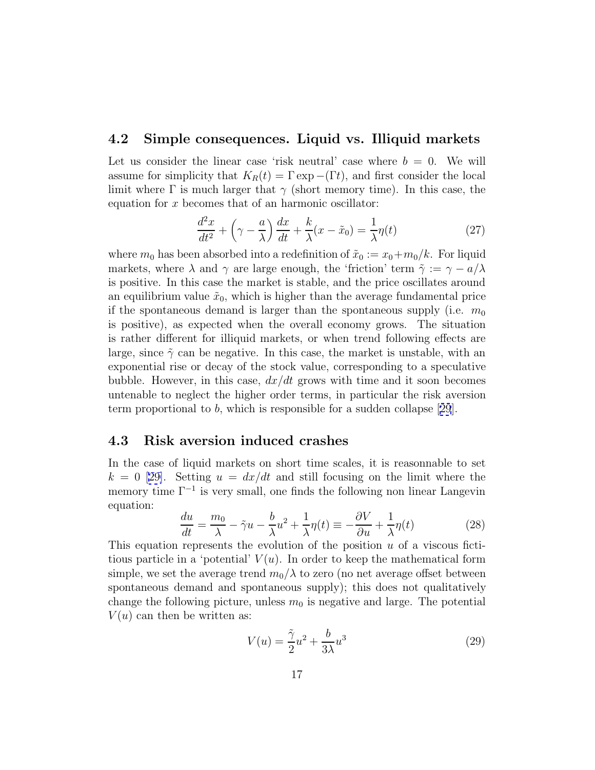### 4.2 Simple consequences. Liquid vs. Illiquid markets

Let us consider the linear case 'risk neutral' case where $b = 0$. We will assume for simplicity that $K_R(t) = \Gamma \exp -(\Gamma t)$, and first consider the local limit where $\Gamma$ is much larger that $\gamma$ (short memory time). In this case, the equation for $x$ becomes that of an harmonic oscillator:

$$\frac{d^2x}{dt^2} + \left(\gamma - \frac{a}{\lambda}\right)\frac{dx}{dt} + \frac{k}{\lambda}(x - \tilde{x}_0) = \frac{1}{\lambda}\eta(t) \tag{27}$$

where $m_0$ has been absorbed into a redefinition of $\tilde{x}_0 := x_0 + m_0/k$. For liquid markets, where $\lambda$ and $\gamma$ are large enough, the 'friction' term $\tilde{\gamma} := \gamma - a/\lambda$ is positive. In this case the market is stable, and the price oscillates around an equilibrium value $\tilde{x}_0$, which is higher than the average fundamental price if the spontaneous demand is larger than the spontaneous supply (i.e. $m_0$ is positive), as expected when the overall economy grows. The situation is rather different for illiquid markets, or when trend following effects are large, since $\tilde{\gamma}$ can be negative. In this case, the market is unstable, with an exponential rise or decay of the stock value, corresponding to a speculative bubble. However, in this case, $dx/dt$ grows with time and it soon becomes untenable to neglect the higher order terms, in particular the risk aversion term proportional to $b$, which is responsible for a sudden collapse [29].

### 4.3 Risk aversion induced crashes

In the case of liquid markets on short time scales, it is reasonnable to set $k = 0$ [29]. Setting $u = dx/dt$ and still focusing on the limit where the memory time $\Gamma^{-1}$ is very small, one finds the following non linear Langevin equation:

$$\frac{du}{dt} = \frac{m_0}{\lambda} - \tilde{\gamma}u - \frac{b}{\lambda}u^2 + \frac{1}{\lambda}\eta(t) \equiv -\frac{\partial V}{\partial u} + \frac{1}{\lambda}\eta(t) \tag{28}$$

This equation represents the evolution of the position $u$ of a viscous fictitious particle in a 'potential' $V(u)$. In order to keep the mathematical form simple, we set the average trend $m_0/\lambda$ to zero (no net average offset between spontaneous demand and spontaneous supply); this does not qualitatively change the following picture, unless $m_0$ is negative and large. The potential $V(u)$ can then be written as:

$$V(u) = \frac{\tilde{\gamma}}{2}u^2 + \frac{b}{3\lambda}u^3 \tag{29}$$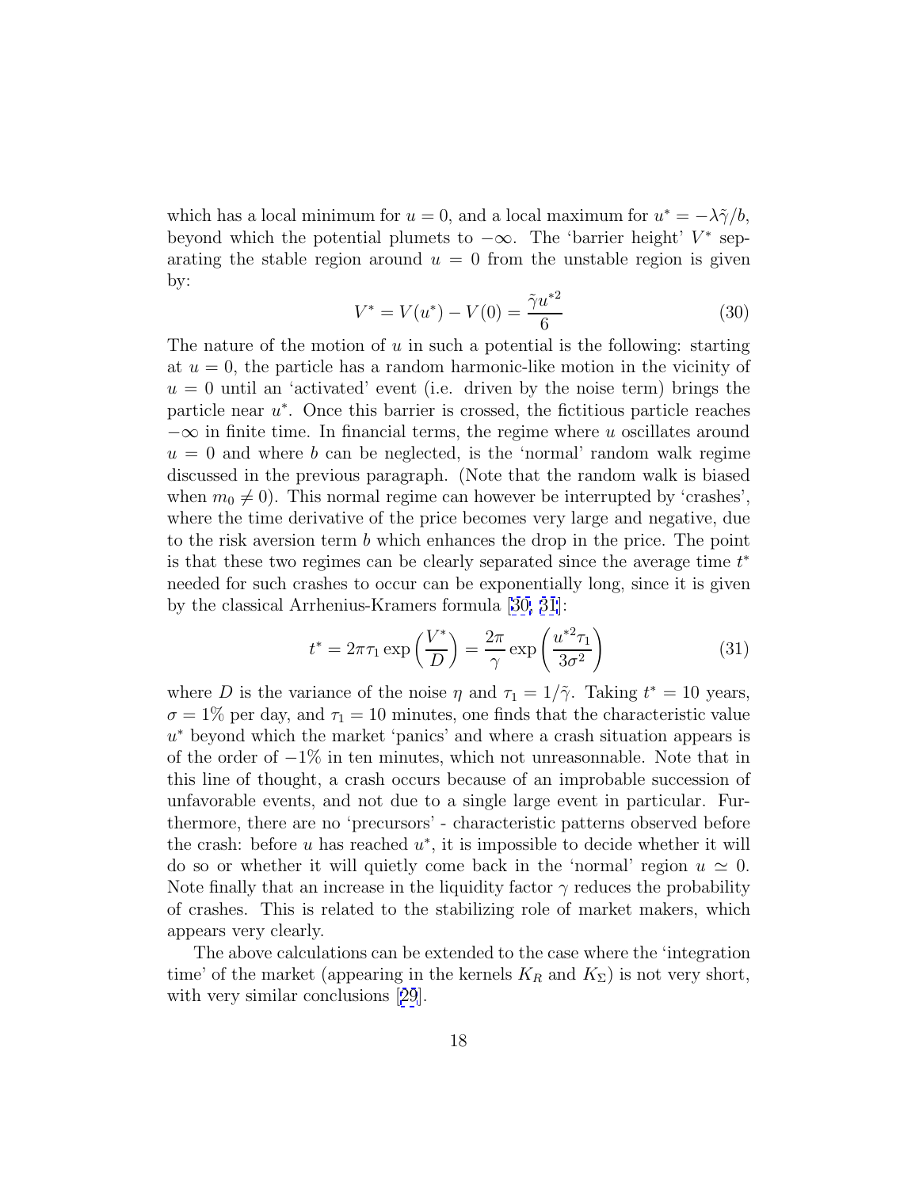which has a local minimum for $u = 0$, and a local maximum for $u^* = -\lambda\tilde{\gamma}/b$, beyond which the potential plumets to $-\infty$. The 'barrier height' $V^*$ separating the stable region around $u = 0$ from the unstable region is given by:

$$V^* = V(u^*) - V(0) = \frac{\tilde{\gamma} u^{*2}}{6} \tag{30}$$

The nature of the motion of $u$ in such a potential is the following: starting at $u = 0$, the particle has a random harmonic-like motion in the vicinity of $u = 0$ until an 'activated' event (i.e. driven by the noise term) brings the particle near $u^*$. Once this barrier is crossed, the fictitious particle reaches $-\infty$ in finite time. In financial terms, the regime where $u$ oscillates around $u = 0$ and where $b$ can be neglected, is the 'normal' random walk regime discussed in the previous paragraph. (Note that the random walk is biased when $m_0 \neq 0$). This normal regime can however be interrupted by 'crashes', where the time derivative of the price becomes very large and negative, due to the risk aversion term $b$ which enhances the drop in the price. The point is that these two regimes can be clearly separated since the average time $t^*$ needed for such crashes to occur can be exponentially long, since it is given by the classical Arrhenius-Kramers formula [30, 31]:

$$t^* = 2\pi\tau_1 \exp\left(\frac{V^*}{D}\right) = \frac{2\pi}{\gamma} \exp\left(\frac{u^{*2}\tau_1}{3\sigma^2}\right) \tag{31}$$

where $D$ is the variance of the noise $\eta$ and $\tau_1 = 1/\tilde{\gamma}$. Taking $t^* = 10$ years, $\sigma = 1\%$ per day, and $\tau_1 = 10$ minutes, one finds that the characteristic value $u^*$ beyond which the market 'panics' and where a crash situation appears is of the order of $-1\%$ in ten minutes, which not unreasonnable. Note that in this line of thought, a crash occurs because of an improbable succession of unfavorable events, and not due to a single large event in particular. Furthermore, there are no 'precursors' - characteristic patterns observed before the crash: before $u$ has reached $u^*$, it is impossible to decide whether it will do so or whether it will quietly come back in the 'normal' region $u \simeq 0$. Note finally that an increase in the liquidity factor $\gamma$ reduces the probability of crashes. This is related to the stabilizing role of market makers, which appears very clearly.

The above calculations can be extended to the case where the 'integration time' of the market (appearing in the kernels $K_R$ and $K_\Sigma$) is not very short, with very similar conclusions [29].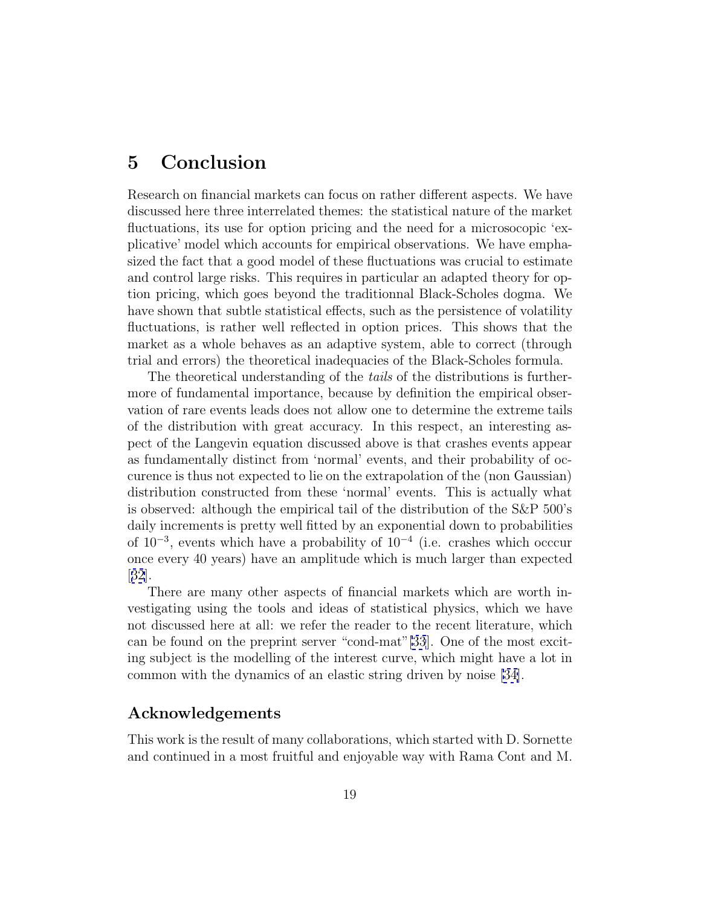# 5 Conclusion

Research on financial markets can focus on rather different aspects. We have discussed here three interrelated themes: the statistical nature of the market fluctuations, its use for option pricing and the need for a microsocopic 'explicative' model which accounts for empirical observations. We have emphasized the fact that a good model of these fluctuations was crucial to estimate and control large risks. This requires in particular an adapted theory for option pricing, which goes beyond the traditionnal Black-Scholes dogma. We have shown that subtle statistical effects, such as the persistence of volatility fluctuations, is rather well reflected in option prices. This shows that the market as a whole behaves as an adaptive system, able to correct (through trial and errors) the theoretical inadequacies of the Black-Scholes formula.

The theoretical understanding of the *tails* of the distributions is furthermore of fundamental importance, because by definition the empirical observation of rare events leads does not allow one to determine the extreme tails of the distribution with great accuracy. In this respect, an interesting aspect of the Langevin equation discussed above is that crashes events appear as fundamentally distinct from 'normal' events, and their probability of occurence is thus not expected to lie on the extrapolation of the (non Gaussian) distribution constructed from these 'normal' events. This is actually what is observed: although the empirical tail of the distribution of the S&P 500's daily increments is pretty well fitted by an exponential down to probabilities of $10^{-3}$, events which have a probability of $10^{-4}$ (i.e. crashes which occcur once every 40 years) have an amplitude which is much larger than expected [32].

There are many other aspects of financial markets which are worth investigating using the tools and ideas of statistical physics, which we have not discussed here at all: we refer the reader to the recent literature, which can be found on the preprint server "cond-mat" [33]. One of the most exciting subject is the modelling of the interest curve, which might have a lot in common with the dynamics of an elastic string driven by noise [34].

## Acknowledgements

This work is the result of many collaborations, which started with D. Sornette and continued in a most fruitful and enjoyable way with Rama Cont and M.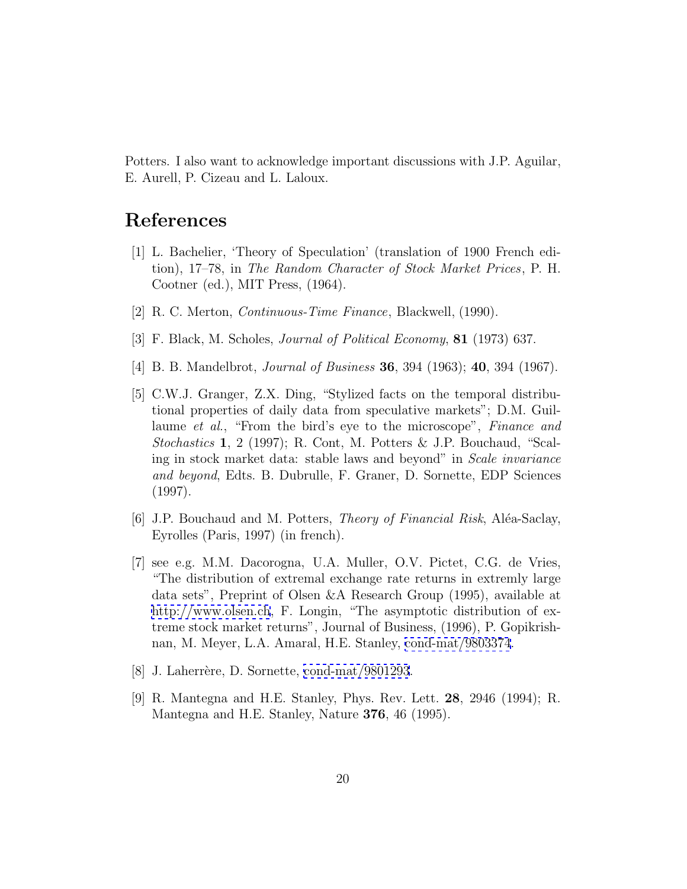Potters. I also want to acknowledge important discussions with J.P. Aguilar, E. Aurell, P. Cizeau and L. Laloux.

# References

[1] L. Bachelier, 'Theory of Speculation' (translation of 1900 French edition), 17–78, in *The Random Character of Stock Market Prices*, P. H. Cootner (ed.), MIT Press, (1964).

[2] R. C. Merton, *Continuous-Time Finance*, Blackwell, (1990).

[3] F. Black, M. Scholes, *Journal of Political Economy*, **81** (1973) 637.

[4] B. B. Mandelbrot, *Journal of Business* **36**, 394 (1963); **40**, 394 (1967).

[5] C.W.J. Granger, Z.X. Ding, "Stylized facts on the temporal distributional properties of daily data from speculative markets"; D.M. Guillaume *et al.*, "From the bird's eye to the microscope", *Finance and Stochastics* **1**, 2 (1997); R. Cont, M. Potters & J.P. Bouchaud, "Scaling in stock market data: stable laws and beyond" in *Scale invariance and beyond*, Edts. B. Dubrulle, F. Graner, D. Sornette, EDP Sciences (1997).

[6] J.P. Bouchaud and M. Potters, *Theory of Financial Risk*, Aléa-Saclay, Eyrolles (Paris, 1997) (in french).

[7] see e.g. M.M. Dacorogna, U.A. Muller, O.V. Pictet, C.G. de Vries, "The distribution of extremal exchange rate returns in extremly large data sets", Preprint of Olsen &A Research Group (1995), available at http://www.olsen.ch, F. Longin, "The asymptotic distribution of extreme stock market returns", Journal of Business, (1996), P. Gopikrishnan, M. Meyer, L.A. Amaral, H.E. Stanley, cond-mat/9803374.

[8] J. Laherrère, D. Sornette, cond-mat/9801293.

[9] R. Mantegna and H.E. Stanley, Phys. Rev. Lett. **28**, 2946 (1994); R. Mantegna and H.E. Stanley, Nature **376**, 46 (1995).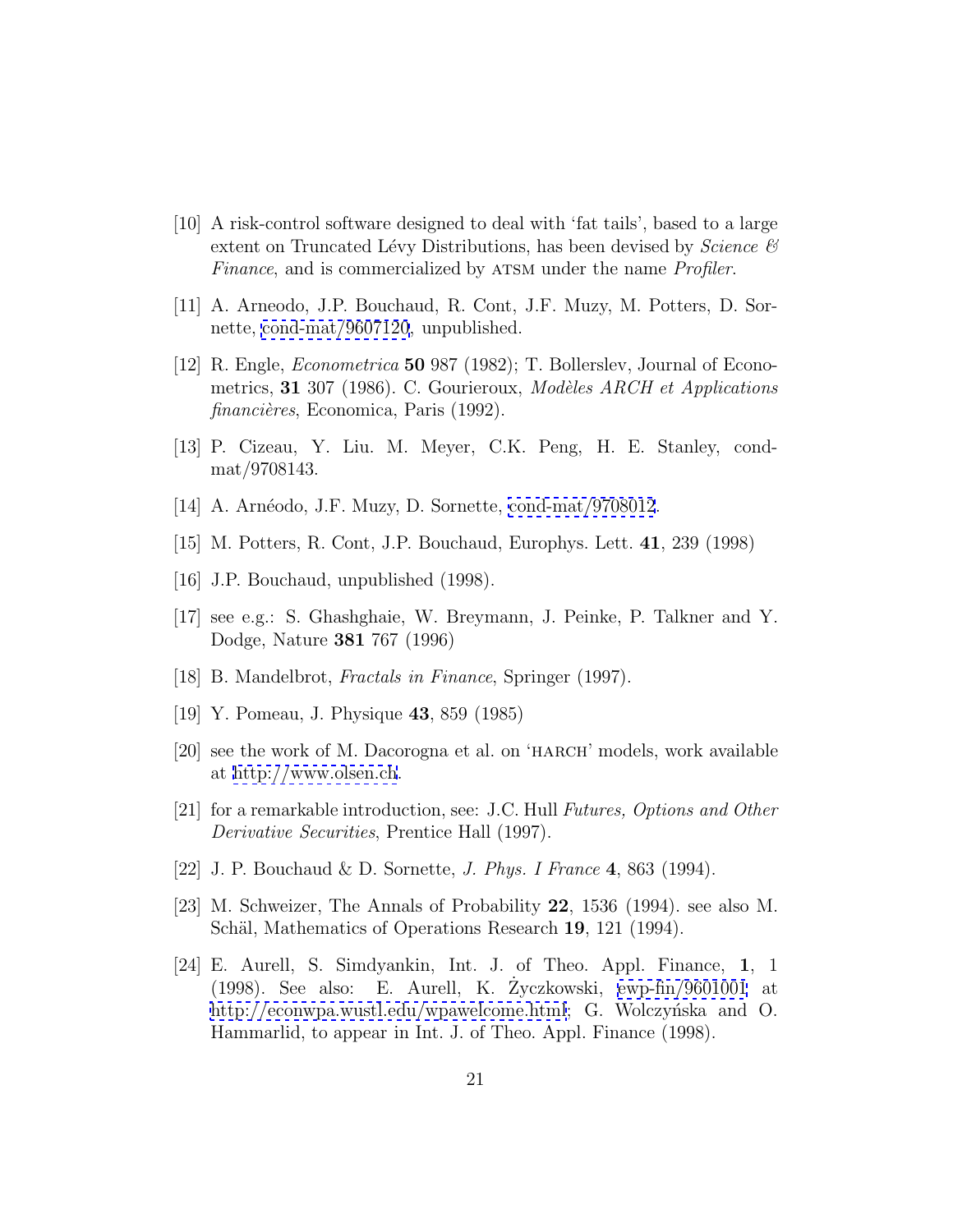[10] A risk-control software designed to deal with 'fat tails', based to a large extent on Truncated Lévy Distributions, has been devised by *Science & Finance*, and is commercialized by ATSM under the name *Profiler*.

[11] A. Arneodo, J.P. Bouchaud, R. Cont, J.F. Muzy, M. Potters, D. Sornette, cond-mat/9607120, unpublished.

[12] R. Engle, *Econometrica* **50** 987 (1982); T. Bollerslev, Journal of Econometrics, **31** 307 (1986). C. Gourieroux, *Modèles ARCH et Applications financières*, Economica, Paris (1992).

[13] P. Cizeau, Y. Liu. M. Meyer, C.K. Peng, H. E. Stanley, cond-mat/9708143.

[14] A. Arnéodo, J.F. Muzy, D. Sornette, cond-mat/9708012.

[15] M. Potters, R. Cont, J.P. Bouchaud, Europhys. Lett. **41**, 239 (1998)

[16] J.P. Bouchaud, unpublished (1998).

[17] see e.g.: S. Ghashghaie, W. Breymann, J. Peinke, P. Talkner and Y. Dodge, Nature **381** 767 (1996)

[18] B. Mandelbrot, *Fractals in Finance*, Springer (1997).

[19] Y. Pomeau, J. Physique **43**, 859 (1985)

[20] see the work of M. Dacorogna et al. on 'HARCH' models, work available at http://www.olsen.ch.

[21] for a remarkable introduction, see: J.C. Hull *Futures, Options and Other Derivative Securities*, Prentice Hall (1997).

[22] J. P. Bouchaud & D. Sornette, *J. Phys. I France* **4**, 863 (1994).

[23] M. Schweizer, The Annals of Probability **22**, 1536 (1994). see also M. Schäl, Mathematics of Operations Research **19**, 121 (1994).

[24] E. Aurell, S. Simdyankin, Int. J. of Theo. Appl. Finance, **1**, 1 (1998). See also: E. Aurell, K. Życzkowski, ewp-fin/9601001 at http://econwpa.wustl.edu/wpawelcome.html; G. Wolczyńska and O. Hammarlid, to appear in Int. J. of Theo. Appl. Finance (1998).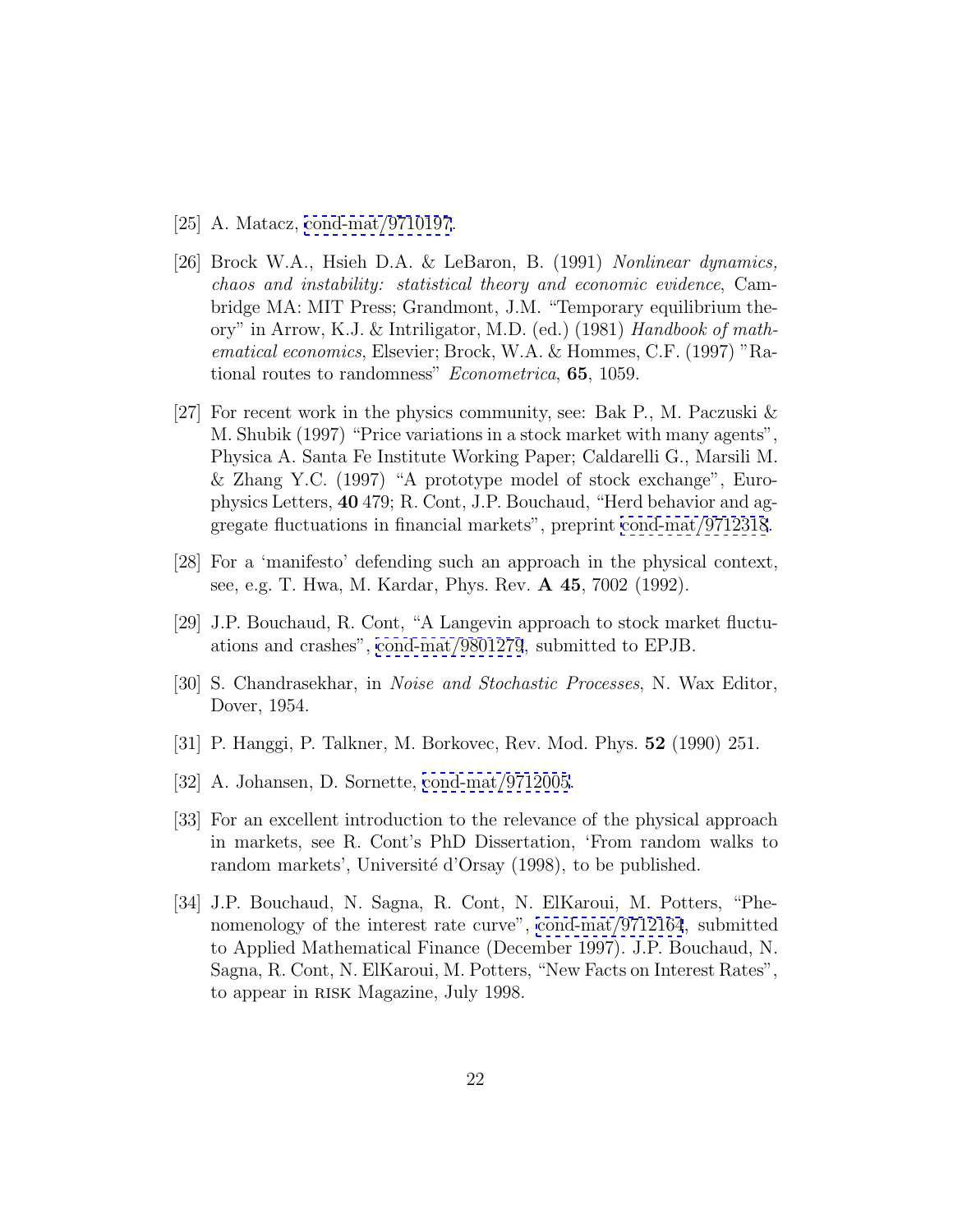[25] A. Matacz, cond-mat/9710197.

[26] Brock W.A., Hsieh D.A. & LeBaron, B. (1991) *Nonlinear dynamics, chaos and instability: statistical theory and economic evidence*, Cambridge MA: MIT Press; Grandmont, J.M. "Temporary equilibrium theory" in Arrow, K.J. & Intriligator, M.D. (ed.) (1981) *Handbook of mathematical economics*, Elsevier; Brock, W.A. & Hommes, C.F. (1997) "Rational routes to randomness" *Econometrica*, **65**, 1059.

[27] For recent work in the physics community, see: Bak P., M. Paczuski & M. Shubik (1997) "Price variations in a stock market with many agents", Physica A. Santa Fe Institute Working Paper; Caldarelli G., Marsili M. & Zhang Y.C. (1997) "A prototype model of stock exchange", Europhysics Letters, **40** 479; R. Cont, J.P. Bouchaud, "Herd behavior and aggregate fluctuations in financial markets", preprint cond-mat/9712318.

[28] For a 'manifesto' defending such an approach in the physical context, see, e.g. T. Hwa, M. Kardar, Phys. Rev. **A 45**, 7002 (1992).

[29] J.P. Bouchaud, R. Cont, "A Langevin approach to stock market fluctuations and crashes", cond-mat/9801279, submitted to EPJB.

[30] S. Chandrasekhar, in *Noise and Stochastic Processes*, N. Wax Editor, Dover, 1954.

[31] P. Hanggi, P. Talkner, M. Borkovec, Rev. Mod. Phys. **52** (1990) 251.

[32] A. Johansen, D. Sornette, cond-mat/9712005.

[33] For an excellent introduction to the relevance of the physical approach in markets, see R. Cont's PhD Dissertation, 'From random walks to random markets', Université d'Orsay (1998), to be published.

[34] J.P. Bouchaud, N. Sagna, R. Cont, N. ElKaroui, M. Potters, "Phenomenology of the interest rate curve", cond-mat/9712164, submitted to Applied Mathematical Finance (December 1997). J.P. Bouchaud, N. Sagna, R. Cont, N. ElKaroui, M. Potters, "New Facts on Interest Rates", to appear in RISK Magazine, July 1998.